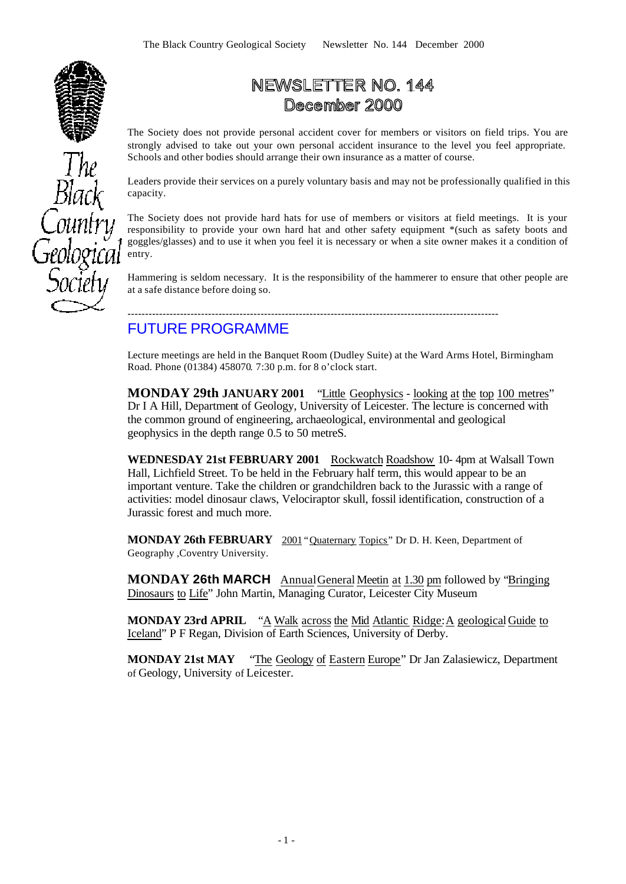# NEWSLETTER NO. 144
## December 2000

The Society does not provide personal accident cover for members or visitors on field trips. You are strongly advised to take out your own personal accident insurance to the level you feel appropriate. Schools and other bodies should arrange their own insurance as a matter of course.

Leaders provide their services on a purely voluntary basis and may not be professionally qualified in this capacity.

The Society does not provide hard hats for use of members or visitors at field meetings. It is your responsibility to provide your own hard hat and other safety equipment *(such as safety boots and goggles/glasses) and to use it when you feel it is necessary or when a site owner makes it a condition of entry.

Hammering is seldom necessary. It is the responsibility of the hammerer to ensure that other people are at a safe distance before doing so.

---

## FUTURE PROGRAMME

Lecture meetings are held in the Banquet Room (Dudley Suite) at the Ward Arms Hotel, Birmingham Road. Phone (01384) 458070. 7:30 p.m. for 8 o'clock start.

**MONDAY 29th JANUARY 2001** "Little Geophysics - looking at the top 100 metres" Dr I A Hill, Department of Geology, University of Leicester. The lecture is concerned with the common ground of engineering, archaeological, environmental and geological geophysics in the depth range 0.5 to 50 metreS.

**WEDNESDAY 21st FEBRUARY 2001** Rockwatch Roadshow 10- 4pm at Walsall Town Hall, Lichfield Street. To be held in the February half term, this would appear to be an important venture. Take the children or grandchildren back to the Jurassic with a range of activities: model dinosaur claws, Velociraptor skull, fossil identification, construction of a Jurassic forest and much more.

**MONDAY 26th FEBRUARY** 2001 "Quaternary Topics" Dr D. H. Keen, Department of Geography ,Coventry University.

**MONDAY 26th MARCH** Annual General Meetin at 1.30 pm followed by "Bringing Dinosaurs to Life" John Martin, Managing Curator, Leicester City Museum

**MONDAY 23rd APRIL** "A Walk across the Mid Atlantic Ridge: A geological Guide to Iceland" P F Regan, Division of Earth Sciences, University of Derby.

**MONDAY 21st MAY** "The Geology of Eastern Europe" Dr Jan Zalasiewicz, Department of Geology, University of Leicester.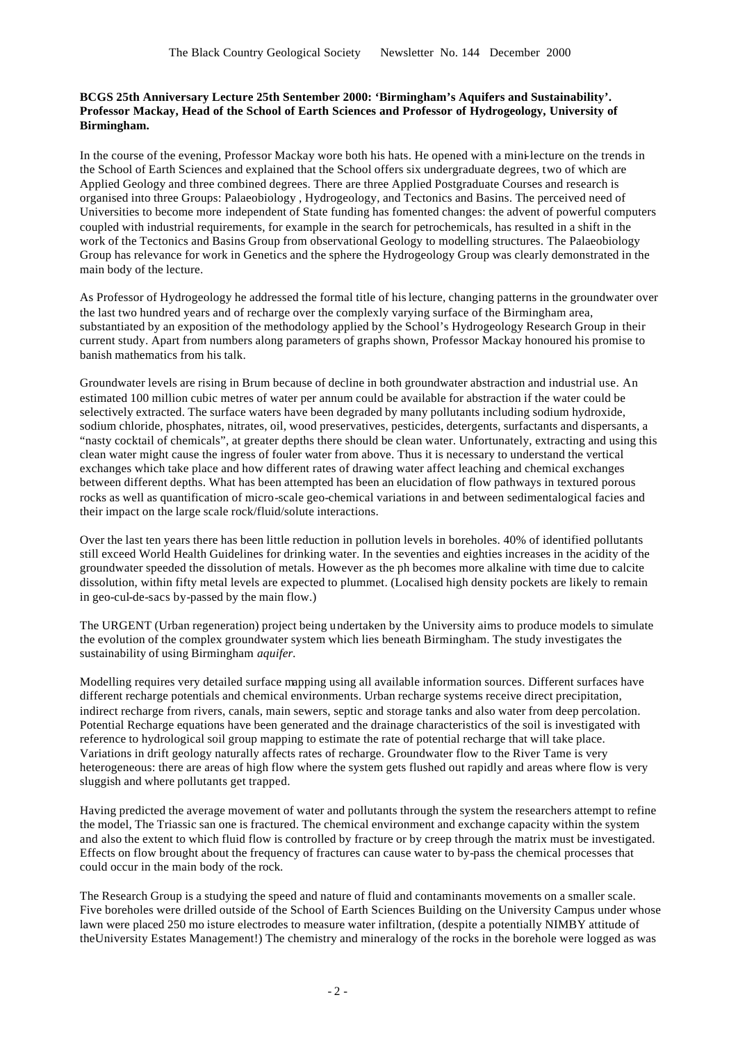**BCGS 25th Anniversary Lecture 25th Sentember 2000: 'Birmingham's Aquifers and Sustainability'. Professor Mackay, Head of the School of Earth Sciences and Professor of Hydrogeology, University of Birmingham.**

In the course of the evening, Professor Mackay wore both his hats. He opened with a mini-lecture on the trends in the School of Earth Sciences and explained that the School offers six undergraduate degrees, two of which are Applied Geology and three combined degrees. There are three Applied Postgraduate Courses and research is organised into three Groups: Palaeobiology , Hydrogeology, and Tectonics and Basins. The perceived need of Universities to become more independent of State funding has fomented changes: the advent of powerful computers coupled with industrial requirements, for example in the search for petrochemicals, has resulted in a shift in the work of the Tectonics and Basins Group from observational Geology to modelling structures. The Palaeobiology Group has relevance for work in Genetics and the sphere the Hydrogeology Group was clearly demonstrated in the main body of the lecture.

As Professor of Hydrogeology he addressed the formal title of his lecture, changing patterns in the groundwater over the last two hundred years and of recharge over the complexly varying surface of the Birmingham area, substantiated by an exposition of the methodology applied by the School's Hydrogeology Research Group in their current study. Apart from numbers along parameters of graphs shown, Professor Mackay honoured his promise to banish mathematics from his talk.

Groundwater levels are rising in Brum because of decline in both groundwater abstraction and industrial use. An estimated 100 million cubic metres of water per annum could be available for abstraction if the water could be selectively extracted. The surface waters have been degraded by many pollutants including sodium hydroxide, sodium chloride, phosphates, nitrates, oil, wood preservatives, pesticides, detergents, surfactants and dispersants, a "nasty cocktail of chemicals", at greater depths there should be clean water. Unfortunately, extracting and using this clean water might cause the ingress of fouler water from above. Thus it is necessary to understand the vertical exchanges which take place and how different rates of drawing water affect leaching and chemical exchanges between different depths. What has been attempted has been an elucidation of flow pathways in textured porous rocks as well as quantification of micro-scale geo-chemical variations in and between sedimentalogical facies and their impact on the large scale rock/fluid/solute interactions.

Over the last ten years there has been little reduction in pollution levels in boreholes. 40% of identified pollutants still exceed World Health Guidelines for drinking water. In the seventies and eighties increases in the acidity of the groundwater speeded the dissolution of metals. However as the ph becomes more alkaline with time due to calcite dissolution, within fifty metal levels are expected to plummet. (Localised high density pockets are likely to remain in geo-cul-de-sacs by-passed by the main flow.)

The URGENT (Urban regeneration) project being undertaken by the University aims to produce models to simulate the evolution of the complex groundwater system which lies beneath Birmingham. The study investigates the sustainability of using Birmingham *aquifer*.

Modelling requires very detailed surface mapping using all available information sources. Different surfaces have different recharge potentials and chemical environments. Urban recharge systems receive direct precipitation, indirect recharge from rivers, canals, main sewers, septic and storage tanks and also water from deep percolation. Potential Recharge equations have been generated and the drainage characteristics of the soil is investigated with reference to hydrological soil group mapping to estimate the rate of potential recharge that will take place. Variations in drift geology naturally affects rates of recharge. Groundwater flow to the River Tame is very heterogeneous: there are areas of high flow where the system gets flushed out rapidly and areas where flow is very sluggish and where pollutants get trapped.

Having predicted the average movement of water and pollutants through the system the researchers attempt to refine the model, The Triassic san one is fractured. The chemical environment and exchange capacity within the system and also the extent to which fluid flow is controlled by fracture or by creep through the matrix must be investigated. Effects on flow brought about the frequency of fractures can cause water to by-pass the chemical processes that could occur in the main body of the rock.

The Research Group is a studying the speed and nature of fluid and contaminants movements on a smaller scale. Five boreholes were drilled outside of the School of Earth Sciences Building on the University Campus under whose lawn were placed 250 mo isture electrodes to measure water infiltration, (despite a potentially NIMBY attitude of theUniversity Estates Management!) The chemistry and mineralogy of the rocks in the borehole were logged as was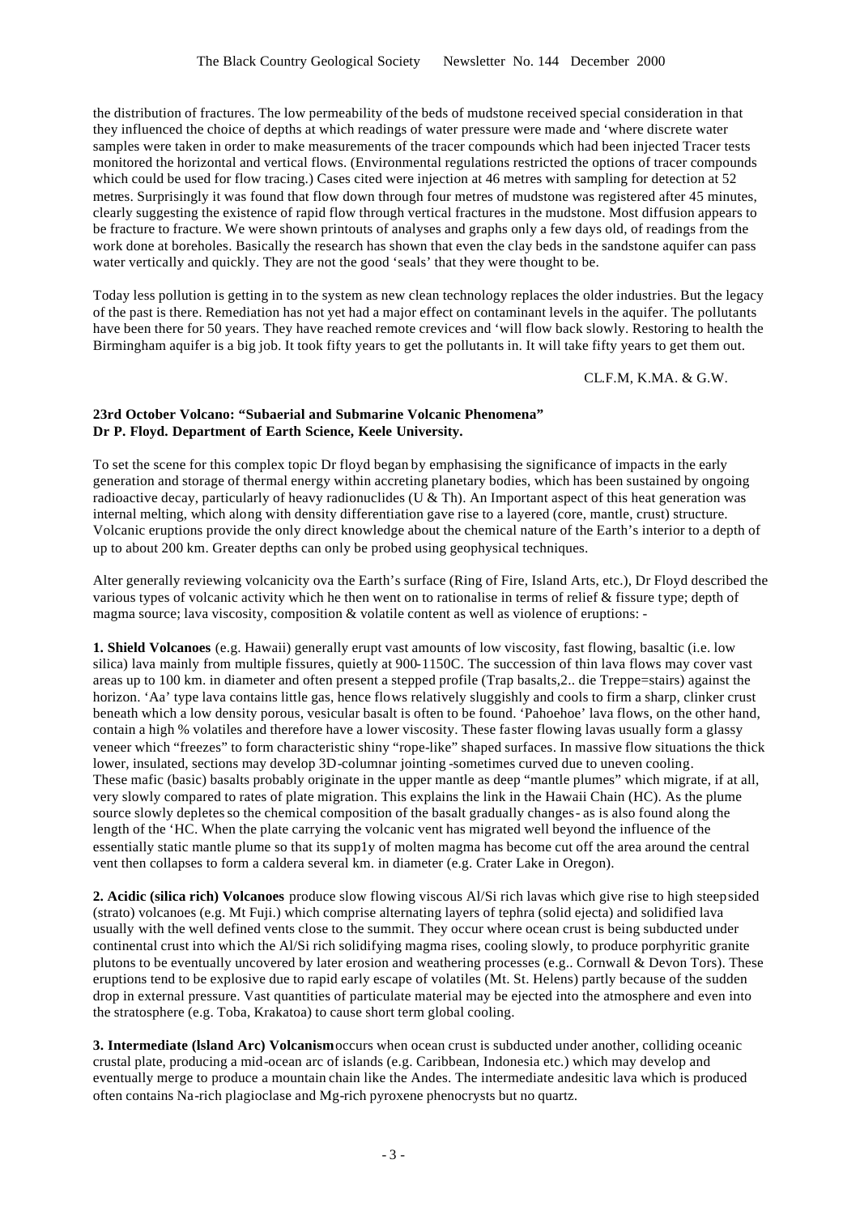the distribution of fractures. The low permeability of the beds of mudstone received special consideration in that they influenced the choice of depths at which readings of water pressure were made and 'where discrete water samples were taken in order to make measurements of the tracer compounds which had been injected Tracer tests monitored the horizontal and vertical flows. (Environmental regulations restricted the options of tracer compounds which could be used for flow tracing.) Cases cited were injection at 46 metres with sampling for detection at 52 metres. Surprisingly it was found that flow down through four metres of mudstone was registered after 45 minutes, clearly suggesting the existence of rapid flow through vertical fractures in the mudstone. Most diffusion appears to be fracture to fracture. We were shown printouts of analyses and graphs only a few days old, of readings from the work done at boreholes. Basically the research has shown that even the clay beds in the sandstone aquifer can pass water vertically and quickly. They are not the good 'seals' that they were thought to be.

Today less pollution is getting in to the system as new clean technology replaces the older industries. But the legacy of the past is there. Remediation has not yet had a major effect on contaminant levels in the aquifer. The pollutants have been there for 50 years. They have reached remote crevices and 'will flow back slowly. Restoring to health the Birmingham aquifer is a big job. It took fifty years to get the pollutants in. It will take fifty years to get them out.

CL.F.M, K.MA. & G.W.

**23rd October Volcano: "Subaerial and Submarine Volcanic Phenomena"**
**Dr P. Floyd. Department of Earth Science, Keele University.**

To set the scene for this complex topic Dr floyd began by emphasising the significance of impacts in the early generation and storage of thermal energy within accreting planetary bodies, which has been sustained by ongoing radioactive decay, particularly of heavy radionuclides (U & Th). An Important aspect of this heat generation was internal melting, which along with density differentiation gave rise to a layered (core, mantle, crust) structure. Volcanic eruptions provide the only direct knowledge about the chemical nature of the Earth's interior to a depth of up to about 200 km. Greater depths can only be probed using geophysical techniques.

Alter generally reviewing volcanicity ova the Earth's surface (Ring of Fire, Island Arts, etc.), Dr Floyd described the various types of volcanic activity which he then went on to rationalise in terms of relief & fissure type; depth of magma source; lava viscosity, composition & volatile content as well as violence of eruptions: -

**1. Shield Volcanoes** (e.g. Hawaii) generally erupt vast amounts of low viscosity, fast flowing, basaltic (i.e. low silica) lava mainly from multiple fissures, quietly at 900-1150C. The succession of thin lava flows may cover vast areas up to 100 km. in diameter and often present a stepped profile (Trap basalts,2.. die Treppe=stairs) against the horizon. 'Aa' type lava contains little gas, hence flows relatively sluggishly and cools to firm a sharp, clinker crust beneath which a low density porous, vesicular basalt is often to be found. 'Pahoehoe' lava flows, on the other hand, contain a high % volatiles and therefore have a lower viscosity. These faster flowing lavas usually form a glassy veneer which "freezes" to form characteristic shiny "rope-like" shaped surfaces. In massive flow situations the thick lower, insulated, sections may develop 3D-columnar jointing -sometimes curved due to uneven cooling.
These mafic (basic) basalts probably originate in the upper mantle as deep "mantle plumes" which migrate, if at all, very slowly compared to rates of plate migration. This explains the link in the Hawaii Chain (HC). As the plume source slowly depletes so the chemical composition of the basalt gradually changes - as is also found along the length of the 'HC. When the plate carrying the volcanic vent has migrated well beyond the influence of the essentially static mantle plume so that its supp1y of molten magma has become cut off the area around the central vent then collapses to form a caldera several km. in diameter (e.g. Crater Lake in Oregon).

**2. Acidic (silica rich) Volcanoes** produce slow flowing viscous Al/Si rich lavas which give rise to high steepsided (strato) volcanoes (e.g. Mt Fuji.) which comprise alternating layers of tephra (solid ejecta) and solidified lava usually with the well defined vents close to the summit. They occur where ocean crust is being subducted under continental crust into which the Al/Si rich solidifying magma rises, cooling slowly, to produce porphyritic granite plutons to be eventually uncovered by later erosion and weathering processes (e.g.. Cornwall & Devon Tors). These eruptions tend to be explosive due to rapid early escape of volatiles (Mt. St. Helens) partly because of the sudden drop in external pressure. Vast quantities of particulate material may be ejected into the atmosphere and even into the stratosphere (e.g. Toba, Krakatoa) to cause short term global cooling.

**3. Intermediate (lsland Arc) Volcanism** occurs when ocean crust is subducted under another, colliding oceanic crustal plate, producing a mid-ocean arc of islands (e.g. Caribbean, Indonesia etc.) which may develop and eventually merge to produce a mountain chain like the Andes. The intermediate andesitic lava which is produced often contains Na-rich plagioclase and Mg-rich pyroxene phenocrysts but no quartz.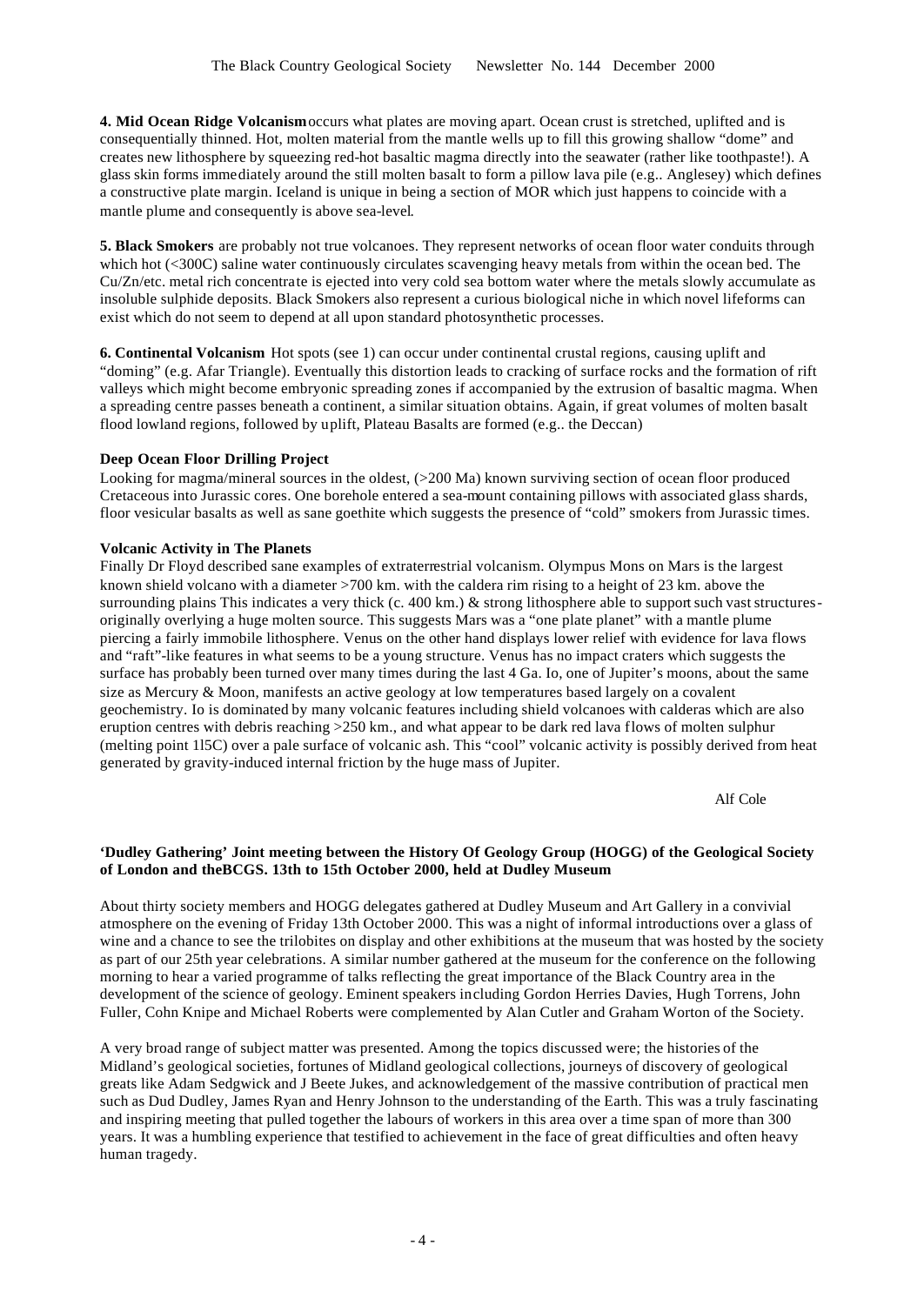**4. Mid Ocean Ridge Volcanism** occurs what plates are moving apart. Ocean crust is stretched, uplifted and is consequentially thinned. Hot, molten material from the mantle wells up to fill this growing shallow "dome" and creates new lithosphere by squeezing red-hot basaltic magma directly into the seawater (rather like toothpaste!). A glass skin forms immediately around the still molten basalt to form a pillow lava pile (e.g.. Anglesey) which defines a constructive plate margin. Iceland is unique in being a section of MOR which just happens to coincide with a mantle plume and consequently is above sea-level.

**5. Black Smokers** are probably not true volcanoes. They represent networks of ocean floor water conduits through which hot (<300C) saline water continuously circulates scavenging heavy metals from within the ocean bed. The Cu/Zn/etc. metal rich concentrate is ejected into very cold sea bottom water where the metals slowly accumulate as insoluble sulphide deposits. Black Smokers also represent a curious biological niche in which novel lifeforms can exist which do not seem to depend at all upon standard photosynthetic processes.

**6. Continental Volcanism** Hot spots (see 1) can occur under continental crustal regions, causing uplift and "doming" (e.g. Afar Triangle). Eventually this distortion leads to cracking of surface rocks and the formation of rift valleys which might become embryonic spreading zones if accompanied by the extrusion of basaltic magma. When a spreading centre passes beneath a continent, a similar situation obtains. Again, if great volumes of molten basalt flood lowland regions, followed by uplift, Plateau Basalts are formed (e.g.. the Deccan)

**Deep Ocean Floor Drilling Project**

Looking for magma/mineral sources in the oldest, (>200 Ma) known surviving section of ocean floor produced Cretaceous into Jurassic cores. One borehole entered a sea-mount containing pillows with associated glass shards, floor vesicular basalts as well as sane goethite which suggests the presence of "cold" smokers from Jurassic times.

**Volcanic Activity in The Planets**

Finally Dr Floyd described sane examples of extraterrestrial volcanism. Olympus Mons on Mars is the largest known shield volcano with a diameter >700 km. with the caldera rim rising to a height of 23 km. above the surrounding plains This indicates a very thick (c. 400 km.) & strong lithosphere able to support such vast structures-originally overlying a huge molten source. This suggests Mars was a "one plate planet" with a mantle plume piercing a fairly immobile lithosphere. Venus on the other hand displays lower relief with evidence for lava flows and "raft"-like features in what seems to be a young structure. Venus has no impact craters which suggests the surface has probably been turned over many times during the last 4 Ga. Io, one of Jupiter's moons, about the same size as Mercury & Moon, manifests an active geology at low temperatures based largely on a covalent geochemistry. Io is dominated by many volcanic features including shield volcanoes with calderas which are also eruption centres with debris reaching >250 km., and what appear to be dark red lava flows of molten sulphur (melting point 1l5C) over a pale surface of volcanic ash. This "cool" volcanic activity is possibly derived from heat generated by gravity-induced internal friction by the huge mass of Jupiter.

Alf Cole

**'Dudley Gathering' Joint meeting between the History Of Geology Group (HOGG) of the Geological Society of London and theBCGS. 13th to 15th October 2000, held at Dudley Museum**

About thirty society members and HOGG delegates gathered at Dudley Museum and Art Gallery in a convivial atmosphere on the evening of Friday 13th October 2000. This was a night of informal introductions over a glass of wine and a chance to see the trilobites on display and other exhibitions at the museum that was hosted by the society as part of our 25th year celebrations. A similar number gathered at the museum for the conference on the following morning to hear a varied programme of talks reflecting the great importance of the Black Country area in the development of the science of geology. Eminent speakers including Gordon Herries Davies, Hugh Torrens, John Fuller, Cohn Knipe and Michael Roberts were complemented by Alan Cutler and Graham Worton of the Society.

A very broad range of subject matter was presented. Among the topics discussed were; the histories of the Midland's geological societies, fortunes of Midland geological collections, journeys of discovery of geological greats like Adam Sedgwick and J Beete Jukes, and acknowledgement of the massive contribution of practical men such as Dud Dudley, James Ryan and Henry Johnson to the understanding of the Earth. This was a truly fascinating and inspiring meeting that pulled together the labours of workers in this area over a time span of more than 300 years. It was a humbling experience that testified to achievement in the face of great difficulties and often heavy human tragedy.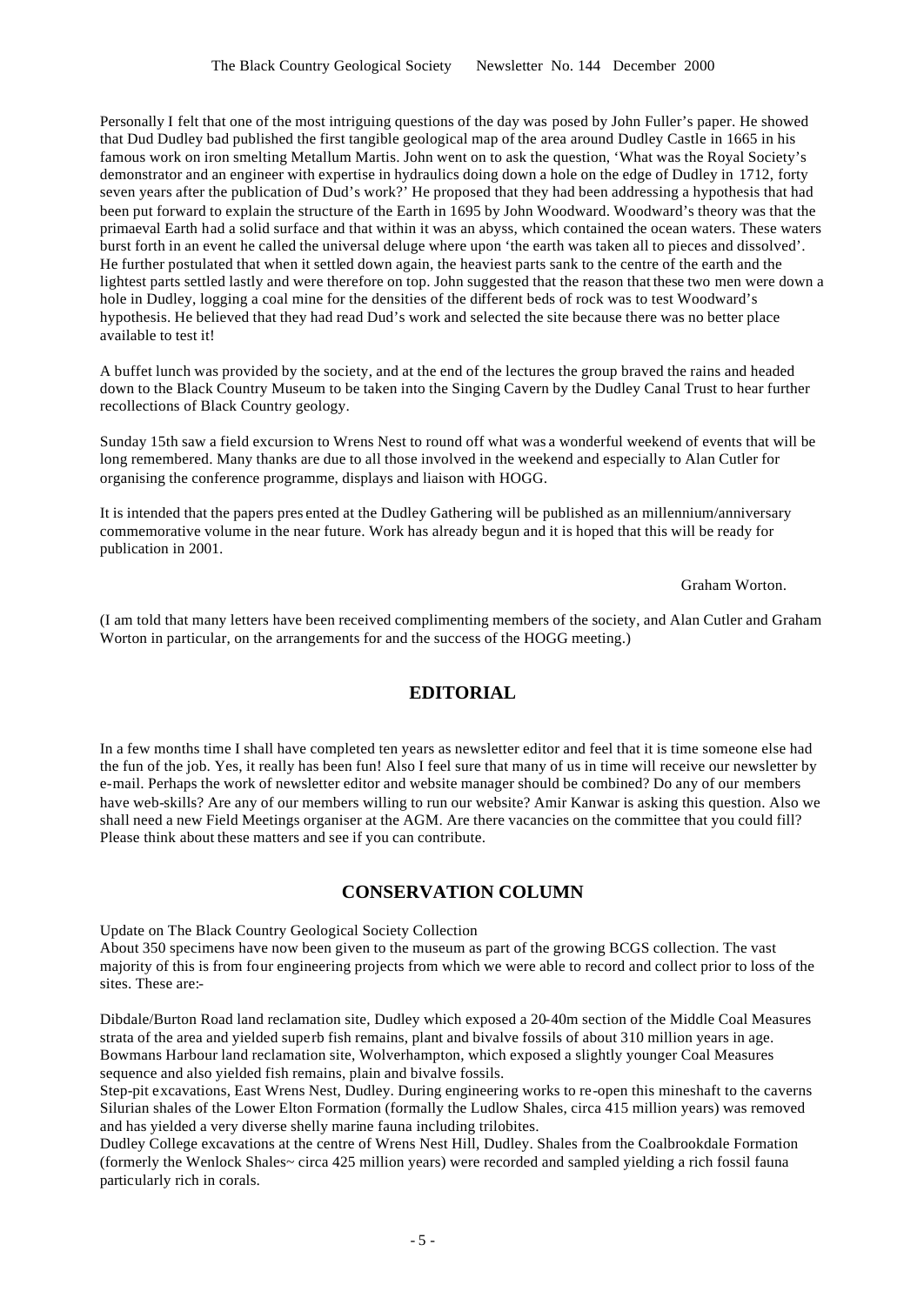Personally I felt that one of the most intriguing questions of the day was posed by John Fuller's paper. He showed that Dud Dudley bad published the first tangible geological map of the area around Dudley Castle in 1665 in his famous work on iron smelting Metallum Martis. John went on to ask the question, 'What was the Royal Society's demonstrator and an engineer with expertise in hydraulics doing down a hole on the edge of Dudley in 1712, forty seven years after the publication of Dud's work?' He proposed that they had been addressing a hypothesis that had been put forward to explain the structure of the Earth in 1695 by John Woodward. Woodward's theory was that the primaeval Earth had a solid surface and that within it was an abyss, which contained the ocean waters. These waters burst forth in an event he called the universal deluge where upon 'the earth was taken all to pieces and dissolved'. He further postulated that when it settled down again, the heaviest parts sank to the centre of the earth and the lightest parts settled lastly and were therefore on top. John suggested that the reason that these two men were down a hole in Dudley, logging a coal mine for the densities of the different beds of rock was to test Woodward's hypothesis. He believed that they had read Dud's work and selected the site because there was no better place available to test it!

A buffet lunch was provided by the society, and at the end of the lectures the group braved the rains and headed down to the Black Country Museum to be taken into the Singing Cavern by the Dudley Canal Trust to hear further recollections of Black Country geology.

Sunday 15th saw a field excursion to Wrens Nest to round off what was a wonderful weekend of events that will be long remembered. Many thanks are due to all those involved in the weekend and especially to Alan Cutler for organising the conference programme, displays and liaison with HOGG.

It is intended that the papers pres ented at the Dudley Gathering will be published as an millennium/anniversary commemorative volume in the near future. Work has already begun and it is hoped that this will be ready for publication in 2001.

Graham Worton.

(I am told that many letters have been received complimenting members of the society, and Alan Cutler and Graham Worton in particular, on the arrangements for and the success of the HOGG meeting.)

## EDITORIAL

In a few months time I shall have completed ten years as newsletter editor and feel that it is time someone else had the fun of the job. Yes, it really has been fun! Also I feel sure that many of us in time will receive our newsletter by e-mail. Perhaps the work of newsletter editor and website manager should be combined? Do any of our members have web-skills? Are any of our members willing to run our website? Amir Kanwar is asking this question. Also we shall need a new Field Meetings organiser at the AGM. Are there vacancies on the committee that you could fill? Please think about these matters and see if you can contribute.

## CONSERVATION COLUMN

Update on The Black Country Geological Society Collection

About 350 specimens have now been given to the museum as part of the growing BCGS collection. The vast majority of this is from four engineering projects from which we were able to record and collect prior to loss of the sites. These are:-

Dibdale/Burton Road land reclamation site, Dudley which exposed a 20-40m section of the Middle Coal Measures strata of the area and yielded superb fish remains, plant and bivalve fossils of about 310 million years in age.

Bowmans Harbour land reclamation site, Wolverhampton, which exposed a slightly younger Coal Measures sequence and also yielded fish remains, plain and bivalve fossils.

Step-pit excavations, East Wrens Nest, Dudley. During engineering works to re-open this mineshaft to the caverns Silurian shales of the Lower Elton Formation (formally the Ludlow Shales, circa 415 million years) was removed and has yielded a very diverse shelly marine fauna including trilobites.

Dudley College excavations at the centre of Wrens Nest Hill, Dudley. Shales from the Coalbrookdale Formation (formerly the Wenlock Shales~ circa 425 million years) were recorded and sampled yielding a rich fossil fauna particularly rich in corals.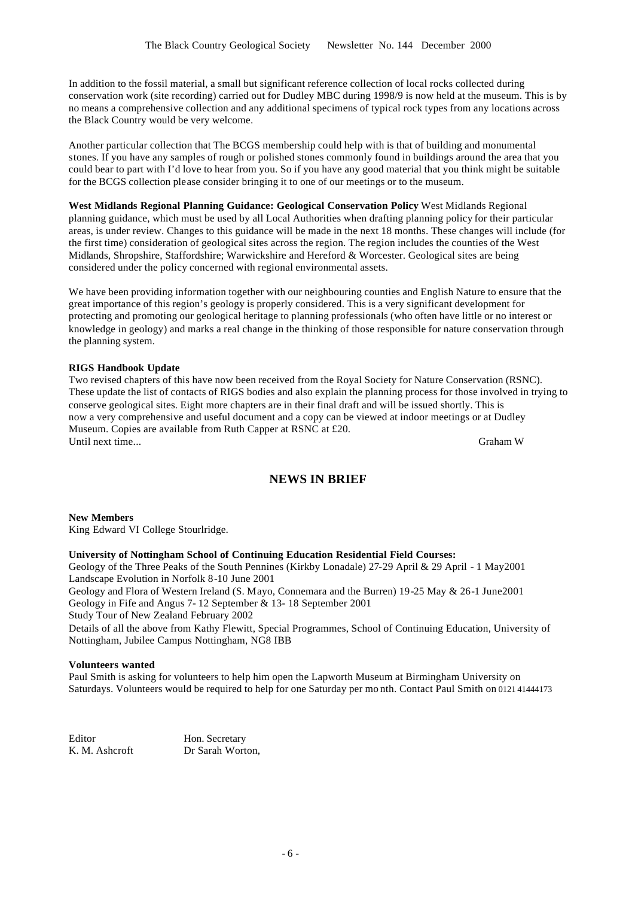In addition to the fossil material, a small but significant reference collection of local rocks collected during conservation work (site recording) carried out for Dudley MBC during 1998/9 is now held at the museum. This is by no means a comprehensive collection and any additional specimens of typical rock types from any locations across the Black Country would be very welcome.

Another particular collection that The BCGS membership could help with is that of building and monumental stones. If you have any samples of rough or polished stones commonly found in buildings around the area that you could bear to part with I'd love to hear from you. So if you have any good material that you think might be suitable for the BCGS collection please consider bringing it to one of our meetings or to the museum.

**West Midlands Regional Planning Guidance: Geological Conservation Policy** West Midlands Regional planning guidance, which must be used by all Local Authorities when drafting planning policy for their particular areas, is under review. Changes to this guidance will be made in the next 18 months. These changes will include (for the first time) consideration of geological sites across the region. The region includes the counties of the West Midlands, Shropshire, Staffordshire; Warwickshire and Hereford & Worcester. Geological sites are being considered under the policy concerned with regional environmental assets.

We have been providing information together with our neighbouring counties and English Nature to ensure that the great importance of this region's geology is properly considered. This is a very significant development for protecting and promoting our geological heritage to planning professionals (who often have little or no interest or knowledge in geology) and marks a real change in the thinking of those responsible for nature conservation through the planning system.

**RIGS Handbook Update**

Two revised chapters of this have now been received from the Royal Society for Nature Conservation (RSNC). These update the list of contacts of RIGS bodies and also explain the planning process for those involved in trying to conserve geological sites. Eight more chapters are in their final draft and will be issued shortly. This is now a very comprehensive and useful document and a copy can be viewed at indoor meetings or at Dudley Museum. Copies are available from Ruth Capper at RSNC at £20.

Until next time... Graham W

## NEWS IN BRIEF

**New Members**

King Edward VI College Stourlridge.

**University of Nottingham School of Continuing Education Residential Field Courses:**

Geology of the Three Peaks of the South Pennines (Kirkby Lonadale) 27-29 April & 29 April - 1 May2001
Landscape Evolution in Norfolk 8-10 June 2001
Geology and Flora of Western Ireland (S. Mayo, Connemara and the Burren) 19-25 May & 26-1 June2001
Geology in Fife and Angus 7- 12 September & 13- 18 September 2001
Study Tour of New Zealand February 2002
Details of all the above from Kathy Flewitt, Special Programmes, School of Continuing Education, University of Nottingham, Jubilee Campus Nottingham, NG8 IBB

**Volunteers wanted**

Paul Smith is asking for volunteers to help him open the Lapworth Museum at Birmingham University on Saturdays. Volunteers would be required to help for one Saturday per month. Contact Paul Smith on 0121 41444173

Editor
K. M. Ashcroft

Hon. Secretary
Dr Sarah Worton,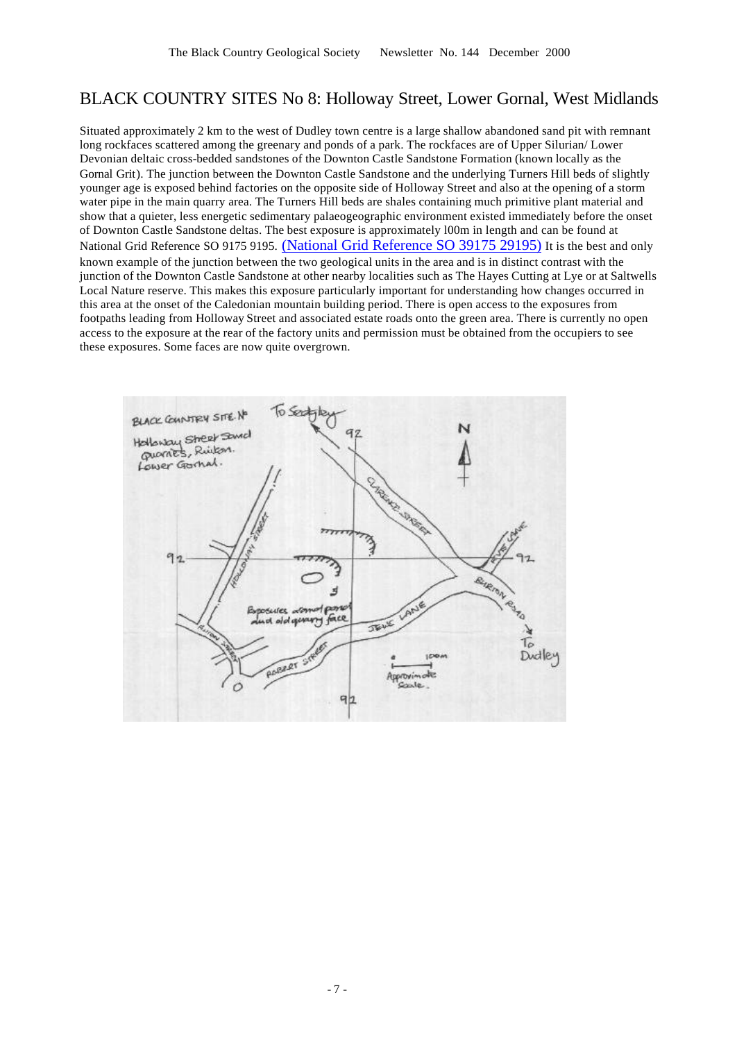# BLACK COUNTRY SITES No 8: Holloway Street, Lower Gornal, West Midlands

Situated approximately 2 km to the west of Dudley town centre is a large shallow abandoned sand pit with remnant long rockfaces scattered among the greenary and ponds of a park. The rockfaces are of Upper Silurian/ Lower Devonian deltaic cross-bedded sandstones of the Downton Castle Sandstone Formation (known locally as the Gornal Grit). The junction between the Downton Castle Sandstone and the underlying Turners Hill beds of slightly younger age is exposed behind factories on the opposite side of Holloway Street and also at the opening of a storm water pipe in the main quarry area. The Turners Hill beds are shales containing much primitive plant material and show that a quieter, less energetic sedimentary palaeogeographic environment existed immediately before the onset of Downton Castle Sandstone deltas. The best exposure is approximately l00m in length and can be found at National Grid Reference SO 9175 9195. (National Grid Reference SO 39175 29195) It is the best and only known example of the junction between the two geological units in the area and is in distinct contrast with the junction of the Downton Castle Sandstone at other nearby localities such as The Hayes Cutting at Lye or at Saltwells Local Nature reserve. This makes this exposure particularly important for understanding how changes occurred in this area at the onset of the Caledonian mountain building period. There is open access to the exposures from footpaths leading from Holloway Street and associated estate roads onto the green area. There is currently no open access to the exposure at the rear of the factory units and permission must be obtained from the occupiers to see these exposures. Some faces are now quite overgrown.

BLACK COUNTRY SITE No

Holloway Street Sand Quarries, Ruiton. Lower Gornal.

To Sedgley

N

92

Clarence Street

Holloway Street

Eves Lane

Burton Road

Exposures around pond and old quarry face

Stevie Lane

Alton Street

Robert Street

100m

Approximate Scale.

To Dudley